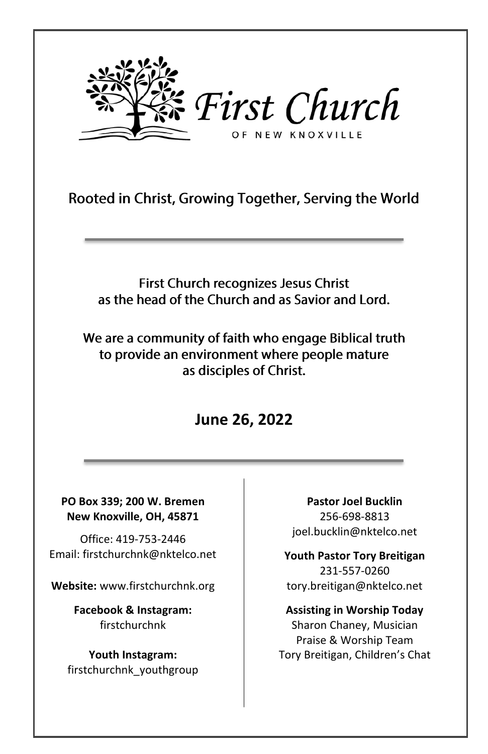# First Church

OF NEW KNOXVILLE

Rooted in Christ, Growing Together, Serving the World

---

First Church recognizes Jesus Christ
as the head of the Church and as Savior and Lord.

We are a community of faith who engage Biblical truth
to provide an environment where people mature
as disciples of Christ.

**June 26, 2022**

---

**PO Box 339; 200 W. Bremen**
**New Knoxville, OH, 45871**

Office: 419-753-2446
Email: firstchurchnk@nktelco.net

**Website:** www.firstchurchnk.org

**Facebook & Instagram:**
firstchurchnk

**Youth Instagram:**
firstchurchnk_youthgroup

**Pastor Joel Bucklin**
256-698-8813
joel.bucklin@nktelco.net

**Youth Pastor Tory Breitigan**
231-557-0260
tory.breitigan@nktelco.net

**Assisting in Worship Today**
Sharon Chaney, Musician
Praise & Worship Team
Tory Breitigan, Children's Chat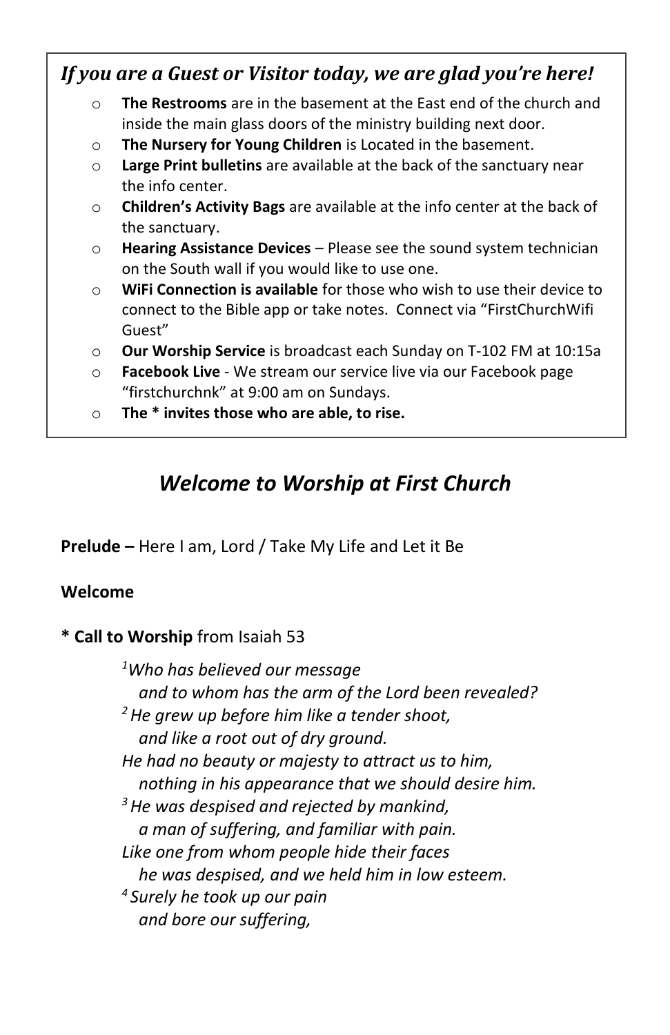### *If you are a Guest or Visitor today, we are glad you're here!*

- **The Restrooms** are in the basement at the East end of the church and inside the main glass doors of the ministry building next door.
- **The Nursery for Young Children** is Located in the basement.
- **Large Print bulletins** are available at the back of the sanctuary near the info center.
- **Children's Activity Bags** are available at the info center at the back of the sanctuary.
- **Hearing Assistance Devices** – Please see the sound system technician on the South wall if you would like to use one.
- **WiFi Connection is available** for those who wish to use their device to connect to the Bible app or take notes. Connect via "FirstChurchWifi Guest"
- **Our Worship Service** is broadcast each Sunday on T-102 FM at 10:15a
- **Facebook Live** - We stream our service live via our Facebook page "firstchurchnk" at 9:00 am on Sundays.
- **The * invites those who are able, to rise.**

## *Welcome to Worship at First Church*

**Prelude –** Here I am, Lord / Take My Life and Let it Be

**Welcome**

**\* Call to Worship** from Isaiah 53

*[1]Who has believed our message*
*and to whom has the arm of the Lord been revealed?*
*[2] He grew up before him like a tender shoot,*
*and like a root out of dry ground.*
*He had no beauty or majesty to attract us to him,*
*nothing in his appearance that we should desire him.*
*[3] He was despised and rejected by mankind,*
*a man of suffering, and familiar with pain.*
*Like one from whom people hide their faces*
*he was despised, and we held him in low esteem.*
*[4] Surely he took up our pain*
*and bore our suffering,*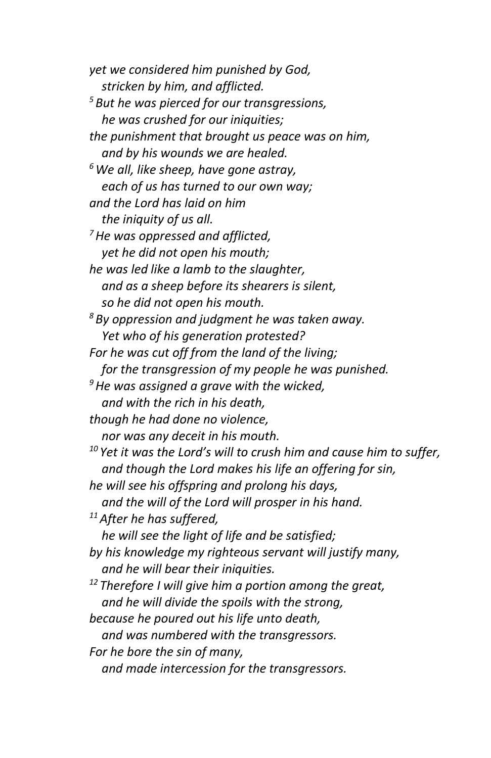*yet we considered him punished by God,*
*stricken by him, and afflicted.*
[5] *But he was pierced for our transgressions,*
*he was crushed for our iniquities;*
*the punishment that brought us peace was on him,*
*and by his wounds we are healed.*
[6] *We all, like sheep, have gone astray,*
*each of us has turned to our own way;*
*and the Lord has laid on him*
*the iniquity of us all.*
[7] *He was oppressed and afflicted,*
*yet he did not open his mouth;*
*he was led like a lamb to the slaughter,*
*and as a sheep before its shearers is silent,*
*so he did not open his mouth.*
[8] *By oppression and judgment he was taken away.*
*Yet who of his generation protested?*
*For he was cut off from the land of the living;*
*for the transgression of my people he was punished.*
[9] *He was assigned a grave with the wicked,*
*and with the rich in his death,*
*though he had done no violence,*
*nor was any deceit in his mouth.*
[10] *Yet it was the Lord's will to crush him and cause him to suffer,*
*and though the Lord makes his life an offering for sin,*
*he will see his offspring and prolong his days,*
*and the will of the Lord will prosper in his hand.*
[11] *After he has suffered,*
*he will see the light of life and be satisfied;*
*by his knowledge my righteous servant will justify many,*
*and he will bear their iniquities.*
[12] *Therefore I will give him a portion among the great,*
*and he will divide the spoils with the strong,*
*because he poured out his life unto death,*
*and was numbered with the transgressors.*
*For he bore the sin of many,*
*and made intercession for the transgressors.*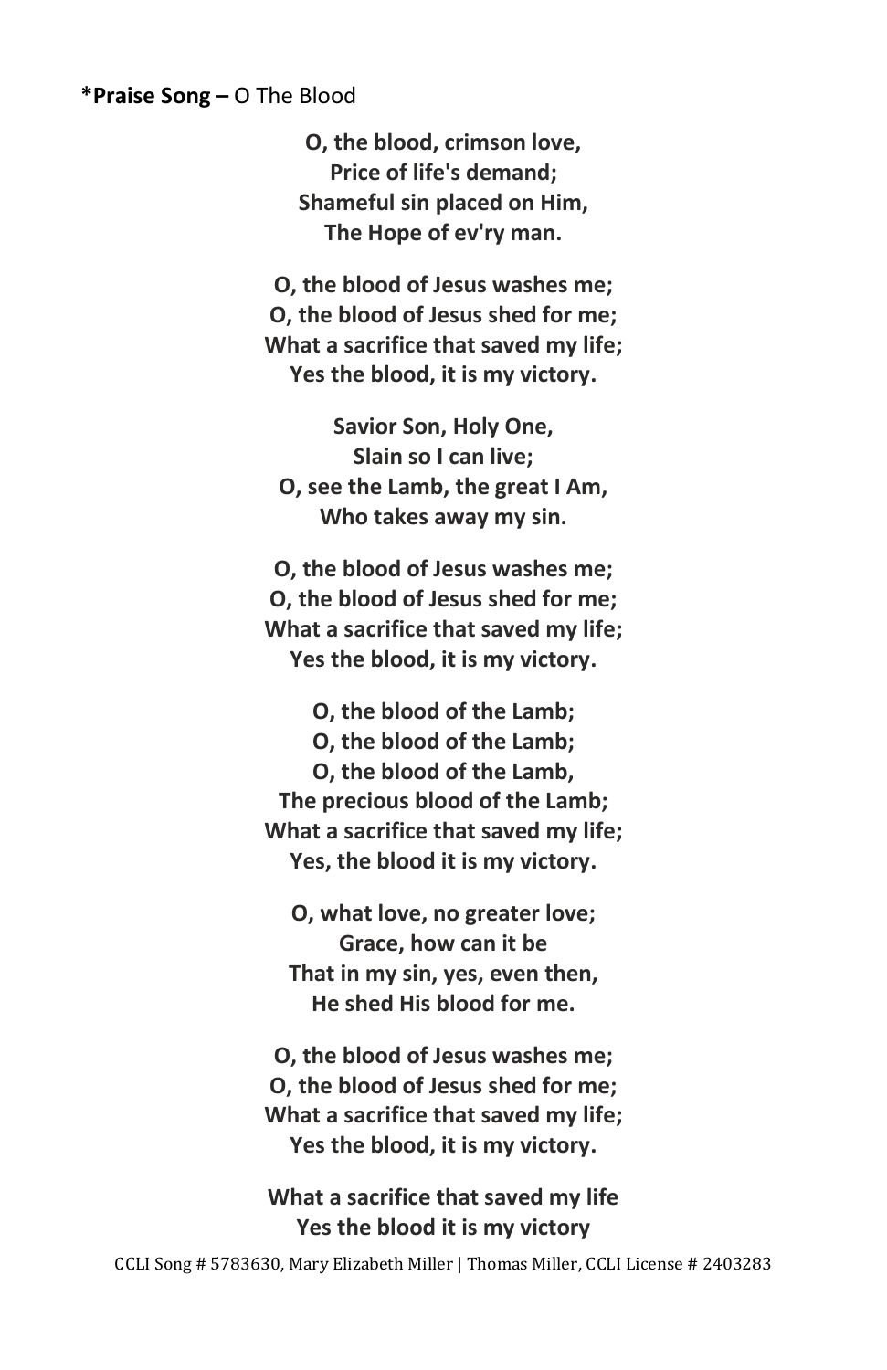**\*Praise Song –** O The Blood

**O, the blood, crimson love,**
**Price of life's demand;**
**Shameful sin placed on Him,**
**The Hope of ev'ry man.**

**O, the blood of Jesus washes me;**
**O, the blood of Jesus shed for me;**
**What a sacrifice that saved my life;**
**Yes the blood, it is my victory.**

**Savior Son, Holy One,**
**Slain so I can live;**
**O, see the Lamb, the great I Am,**
**Who takes away my sin.**

**O, the blood of Jesus washes me;**
**O, the blood of Jesus shed for me;**
**What a sacrifice that saved my life;**
**Yes the blood, it is my victory.**

**O, the blood of the Lamb;**
**O, the blood of the Lamb;**
**O, the blood of the Lamb,**
**The precious blood of the Lamb;**
**What a sacrifice that saved my life;**
**Yes, the blood it is my victory.**

**O, what love, no greater love;**
**Grace, how can it be**
**That in my sin, yes, even then,**
**He shed His blood for me.**

**O, the blood of Jesus washes me;**
**O, the blood of Jesus shed for me;**
**What a sacrifice that saved my life;**
**Yes the blood, it is my victory.**

**What a sacrifice that saved my life**
**Yes the blood it is my victory**

CCLI Song # 5783630, Mary Elizabeth Miller | Thomas Miller, CCLI License # 2403283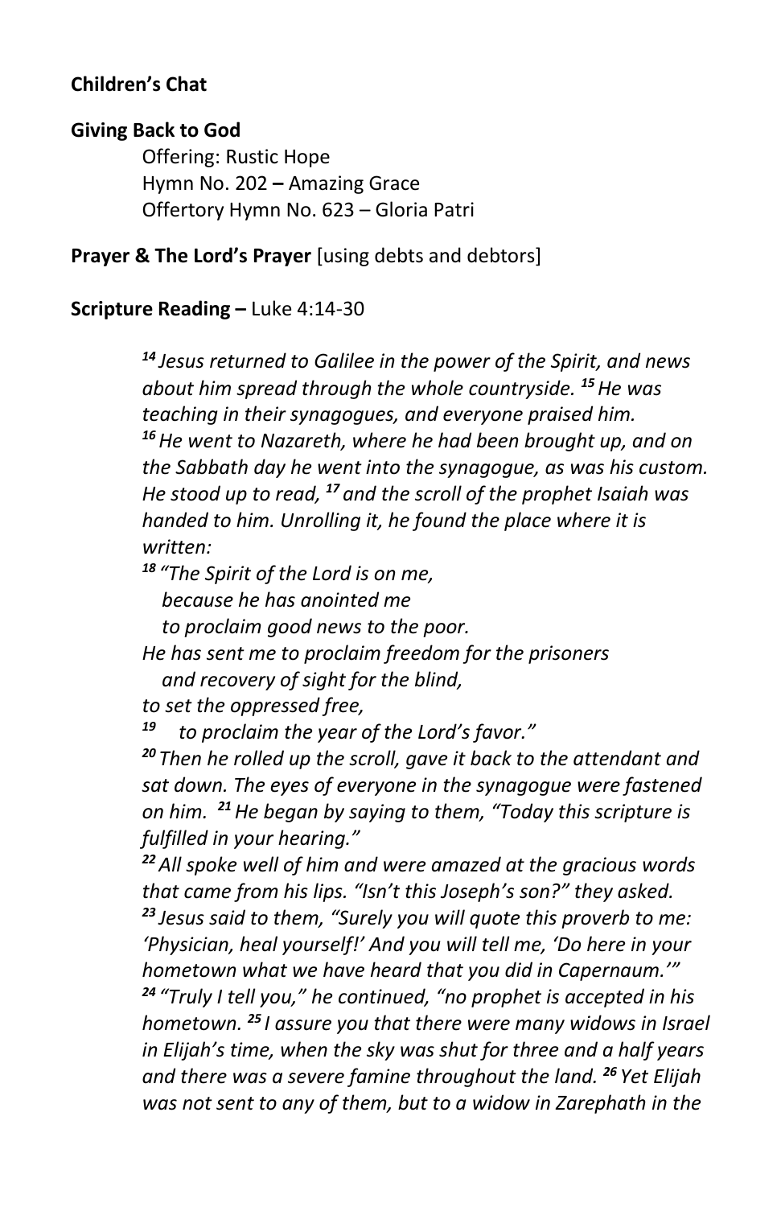**Children's Chat**

**Giving Back to God**

Offering: Rustic Hope
Hymn No. 202 **–** Amazing Grace
Offertory Hymn No. 623 – Gloria Patri

**Prayer & The Lord's Prayer** [using debts and debtors]

**Scripture Reading –** Luke 4:14-30

> ***14*** *Jesus returned to Galilee in the power of the Spirit, and news about him spread through the whole countryside.* ***15*** *He was teaching in their synagogues, and everyone praised him.*
> ***16*** *He went to Nazareth, where he had been brought up, and on the Sabbath day he went into the synagogue, as was his custom. He stood up to read,* ***17*** *and the scroll of the prophet Isaiah was handed to him. Unrolling it, he found the place where it is written:*
>
> ***18*** *"The Spirit of the Lord is on me,*
> *because he has anointed me*
> *to proclaim good news to the poor.*
> *He has sent me to proclaim freedom for the prisoners*
> *and recovery of sight for the blind,*
> *to set the oppressed free,*
> ***19*** *to proclaim the year of the Lord's favor."*
>
> ***20*** *Then he rolled up the scroll, gave it back to the attendant and sat down. The eyes of everyone in the synagogue were fastened on him.* ***21*** *He began by saying to them, "Today this scripture is fulfilled in your hearing."*
> ***22*** *All spoke well of him and were amazed at the gracious words that came from his lips. "Isn't this Joseph's son?" they asked.*
> ***23*** *Jesus said to them, "Surely you will quote this proverb to me: 'Physician, heal yourself!' And you will tell me, 'Do here in your hometown what we have heard that you did in Capernaum.'"*
> ***24*** *"Truly I tell you," he continued, "no prophet is accepted in his hometown.* ***25*** *I assure you that there were many widows in Israel in Elijah's time, when the sky was shut for three and a half years and there was a severe famine throughout the land.* ***26*** *Yet Elijah was not sent to any of them, but to a widow in Zarephath in the*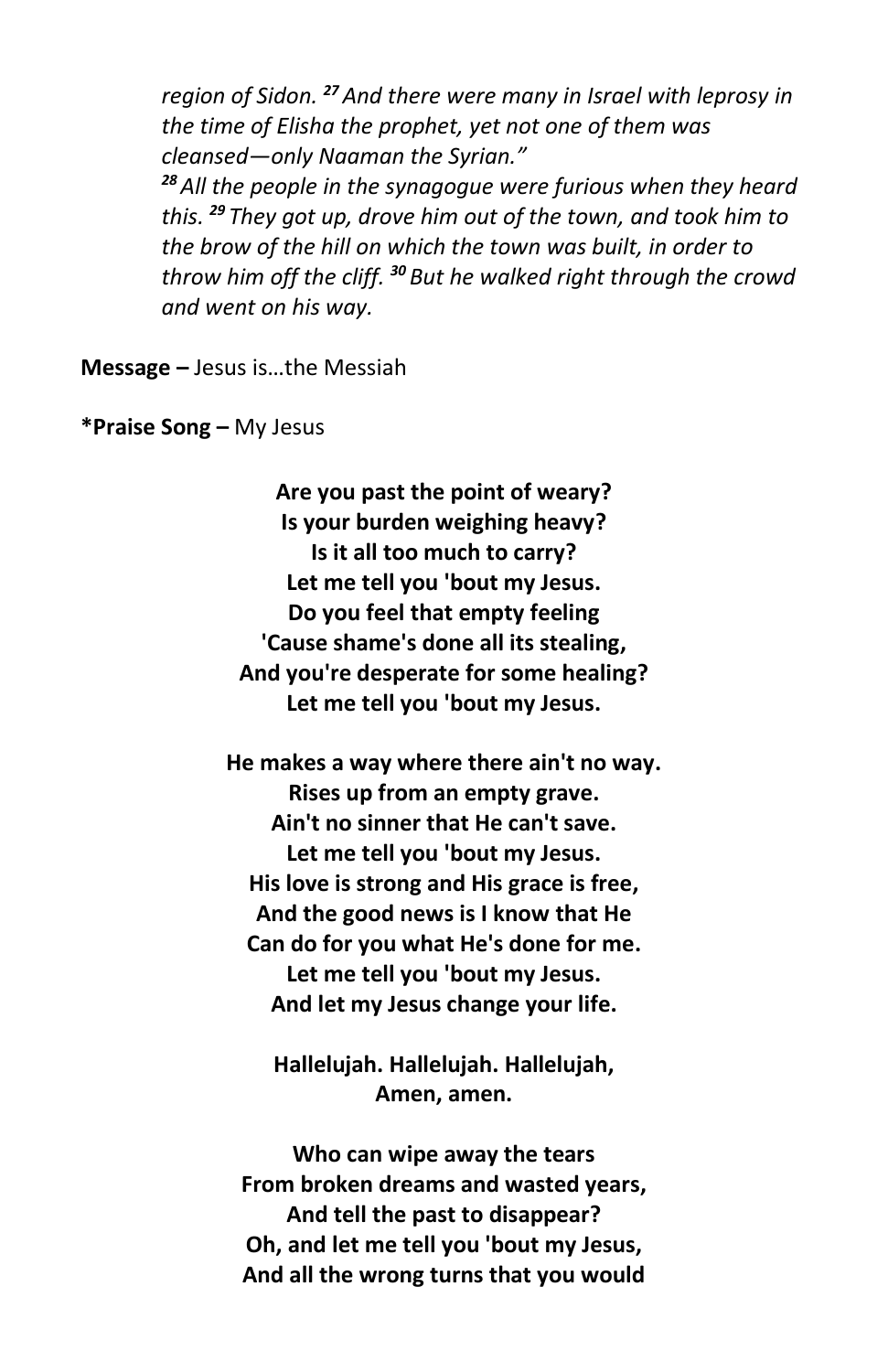*region of Sidon. [27] And there were many in Israel with leprosy in the time of Elisha the prophet, yet not one of them was cleansed—only Naaman the Syrian."*
*[28] All the people in the synagogue were furious when they heard this. [29] They got up, drove him out of the town, and took him to the brow of the hill on which the town was built, in order to throw him off the cliff. [30] But he walked right through the crowd and went on his way.*

**Message –** Jesus is…the Messiah

***Praise Song –** My Jesus

**Are you past the point of weary?**
**Is your burden weighing heavy?**
**Is it all too much to carry?**
**Let me tell you 'bout my Jesus.**
**Do you feel that empty feeling**
**'Cause shame's done all its stealing,**
**And you're desperate for some healing?**
**Let me tell you 'bout my Jesus.**

**He makes a way where there ain't no way.**
**Rises up from an empty grave.**
**Ain't no sinner that He can't save.**
**Let me tell you 'bout my Jesus.**
**His love is strong and His grace is free,**
**And the good news is I know that He**
**Can do for you what He's done for me.**
**Let me tell you 'bout my Jesus.**
**And let my Jesus change your life.**

**Hallelujah. Hallelujah. Hallelujah,**
**Amen, amen.**

**Who can wipe away the tears**
**From broken dreams and wasted years,**
**And tell the past to disappear?**
**Oh, and let me tell you 'bout my Jesus,**
**And all the wrong turns that you would**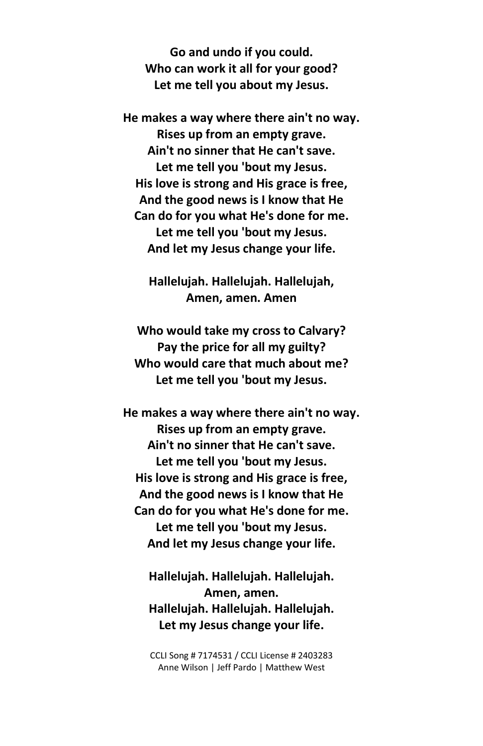**Go and undo if you could.**
**Who can work it all for your good?**
**Let me tell you about my Jesus.**

**He makes a way where there ain't no way.**
**Rises up from an empty grave.**
**Ain't no sinner that He can't save.**
**Let me tell you 'bout my Jesus.**
**His love is strong and His grace is free,**
**And the good news is I know that He**
**Can do for you what He's done for me.**
**Let me tell you 'bout my Jesus.**
**And let my Jesus change your life.**

**Hallelujah. Hallelujah. Hallelujah,**
**Amen, amen. Amen**

**Who would take my cross to Calvary?**
**Pay the price for all my guilty?**
**Who would care that much about me?**
**Let me tell you 'bout my Jesus.**

**He makes a way where there ain't no way.**
**Rises up from an empty grave.**
**Ain't no sinner that He can't save.**
**Let me tell you 'bout my Jesus.**
**His love is strong and His grace is free,**
**And the good news is I know that He**
**Can do for you what He's done for me.**
**Let me tell you 'bout my Jesus.**
**And let my Jesus change your life.**

**Hallelujah. Hallelujah. Hallelujah.**
**Amen, amen.**
**Hallelujah. Hallelujah. Hallelujah.**
**Let my Jesus change your life.**

CCLI Song # 7174531 / CCLI License # 2403283
Anne Wilson | Jeff Pardo | Matthew West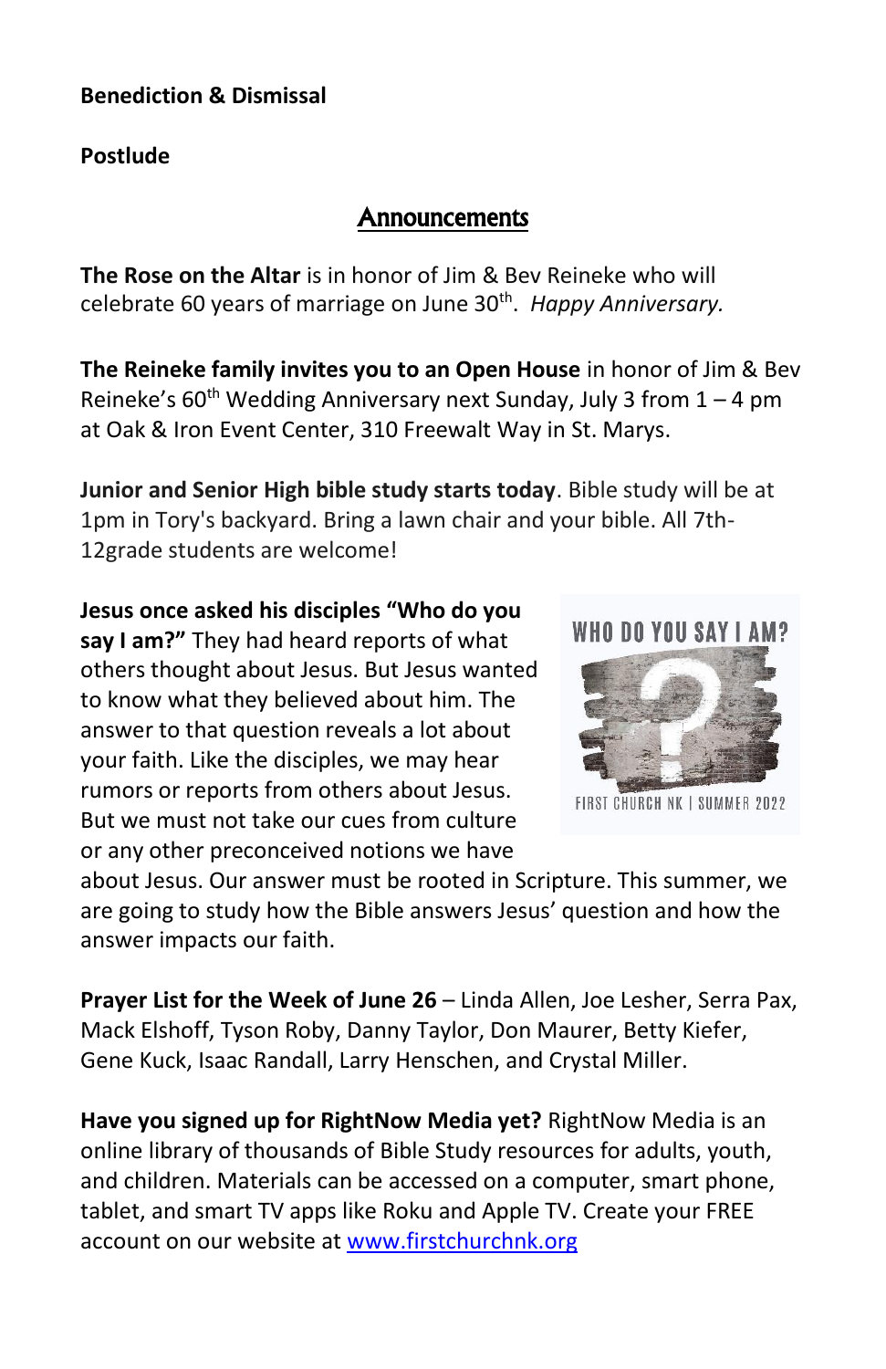**Benediction & Dismissal**

**Postlude**

## Announcements

**The Rose on the Altar** is in honor of Jim & Bev Reineke who will celebrate 60 years of marriage on June 30th. *Happy Anniversary.*

**The Reineke family invites you to an Open House** in honor of Jim & Bev Reineke's 60th Wedding Anniversary next Sunday, July 3 from 1 – 4 pm at Oak & Iron Event Center, 310 Freewalt Way in St. Marys.

**Junior and Senior High bible study starts today**. Bible study will be at 1pm in Tory's backyard. Bring a lawn chair and your bible. All 7th-12grade students are welcome!

**Jesus once asked his disciples "Who do you say I am?"** They had heard reports of what others thought about Jesus. But Jesus wanted to know what they believed about him. The answer to that question reveals a lot about your faith. Like the disciples, we may hear rumors or reports from others about Jesus. But we must not take our cues from culture or any other preconceived notions we have about Jesus. Our answer must be rooted in Scripture. This summer, we are going to study how the Bible answers Jesus' question and how the answer impacts our faith.

WHO DO YOU SAY I AM?

FIRST CHURCH NK | SUMMER 2022

**Prayer List for the Week of June 26** – Linda Allen, Joe Lesher, Serra Pax, Mack Elshoff, Tyson Roby, Danny Taylor, Don Maurer, Betty Kiefer, Gene Kuck, Isaac Randall, Larry Henschen, and Crystal Miller.

**Have you signed up for RightNow Media yet?** RightNow Media is an online library of thousands of Bible Study resources for adults, youth, and children. Materials can be accessed on a computer, smart phone, tablet, and smart TV apps like Roku and Apple TV. Create your FREE account on our website at www.firstchurchnk.org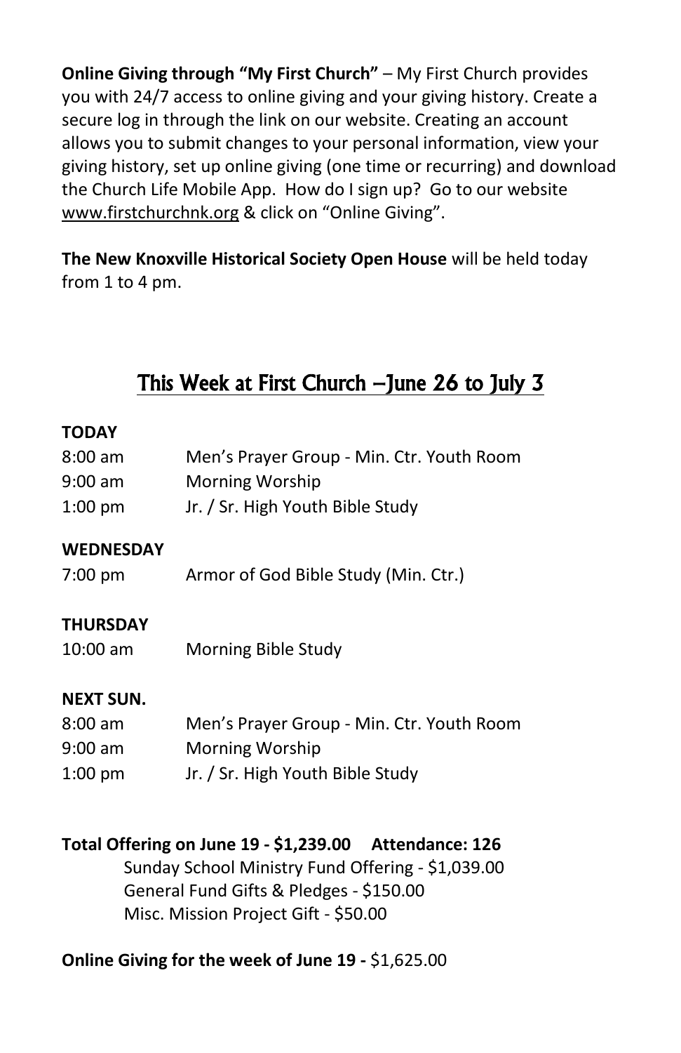**Online Giving through "My First Church"** – My First Church provides you with 24/7 access to online giving and your giving history. Create a secure log in through the link on our website. Creating an account allows you to submit changes to your personal information, view your giving history, set up online giving (one time or recurring) and download the Church Life Mobile App. How do I sign up? Go to our website www.firstchurchnk.org & click on "Online Giving".

**The New Knoxville Historical Society Open House** will be held today from 1 to 4 pm.

## This Week at First Church –June 26 to July 3

**TODAY**

| | |
|---|---|
| 8:00 am | Men's Prayer Group - Min. Ctr. Youth Room |
| 9:00 am | Morning Worship |
| 1:00 pm | Jr. / Sr. High Youth Bible Study |

**WEDNESDAY**

| | |
|---|---|
| 7:00 pm | Armor of God Bible Study (Min. Ctr.) |

**THURSDAY**

| | |
|---|---|
| 10:00 am | Morning Bible Study |

**NEXT SUN.**

| | |
|---|---|
| 8:00 am | Men's Prayer Group - Min. Ctr. Youth Room |
| 9:00 am | Morning Worship |
| 1:00 pm | Jr. / Sr. High Youth Bible Study |

**Total Offering on June 19 - $1,239.00  Attendance: 126**

Sunday School Ministry Fund Offering - $1,039.00
General Fund Gifts & Pledges - $150.00
Misc. Mission Project Gift - $50.00

**Online Giving for the week of June 19 -** $1,625.00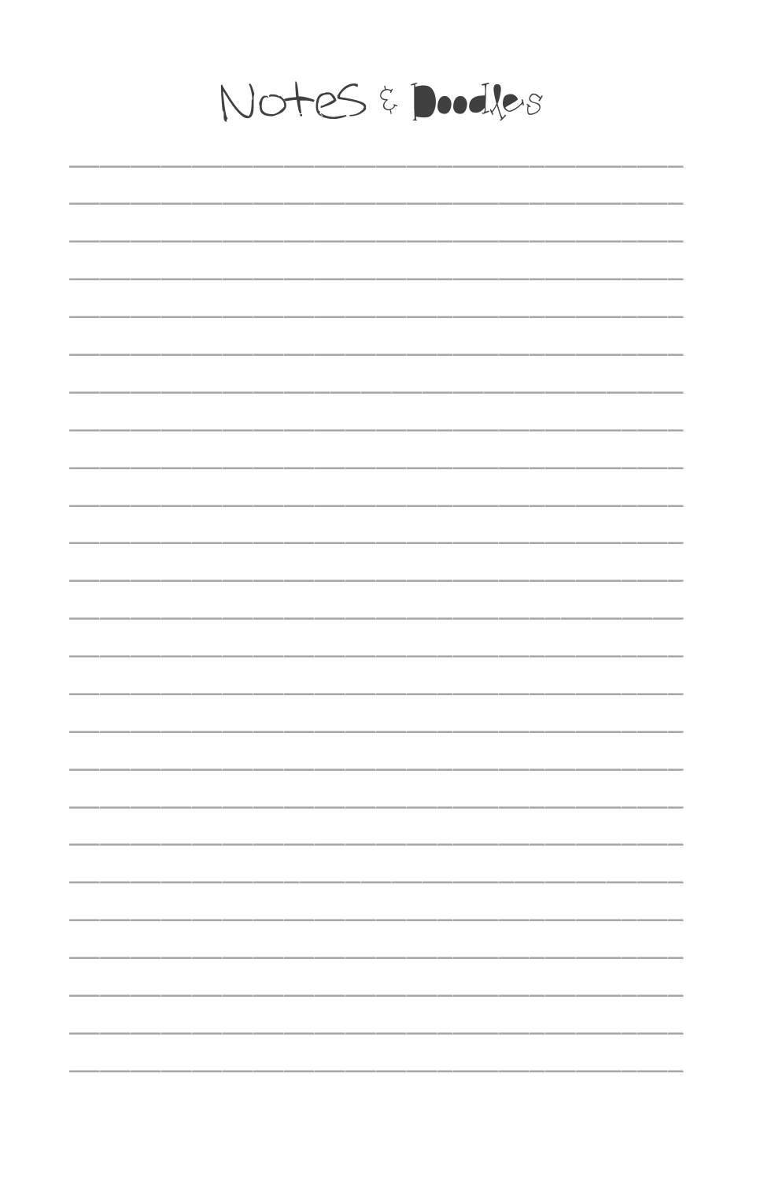# Notes & Doodles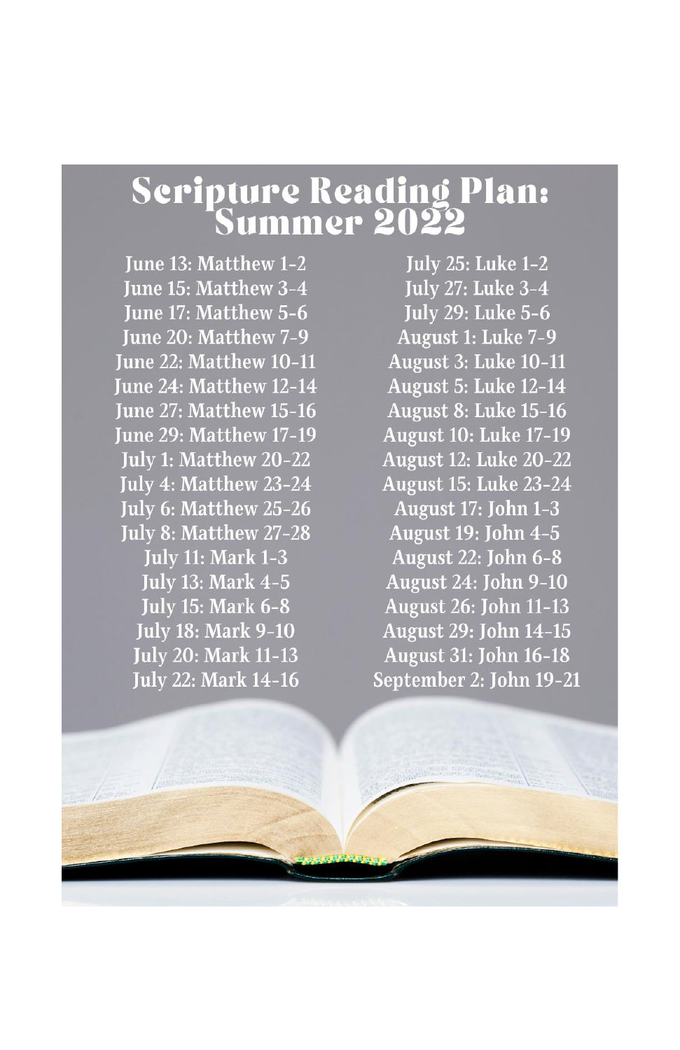# Scripture Reading Plan: Summer 2022

June 13: Matthew 1-2
June 15: Matthew 3-4
June 17: Matthew 5-6
June 20: Matthew 7-9
June 22: Matthew 10-11
June 24: Matthew 12-14
June 27: Matthew 15-16
June 29: Matthew 17-19
July 1: Matthew 20-22
July 4: Matthew 23-24
July 6: Matthew 25-26
July 8: Matthew 27-28
July 11: Mark 1-3
July 13: Mark 4-5
July 15: Mark 6-8
July 18: Mark 9-10
July 20: Mark 11-13
July 22: Mark 14-16

July 25: Luke 1-2
July 27: Luke 3-4
July 29: Luke 5-6
August 1: Luke 7-9
August 3: Luke 10-11
August 5: Luke 12-14
August 8: Luke 15-16
August 10: Luke 17-19
August 12: Luke 20-22
August 15: Luke 23-24
August 17: John 1-3
August 19: John 4-5
August 22: John 6-8
August 24: John 9-10
August 26: John 11-13
August 29: John 14-15
August 31: John 16-18
September 2: John 19-21